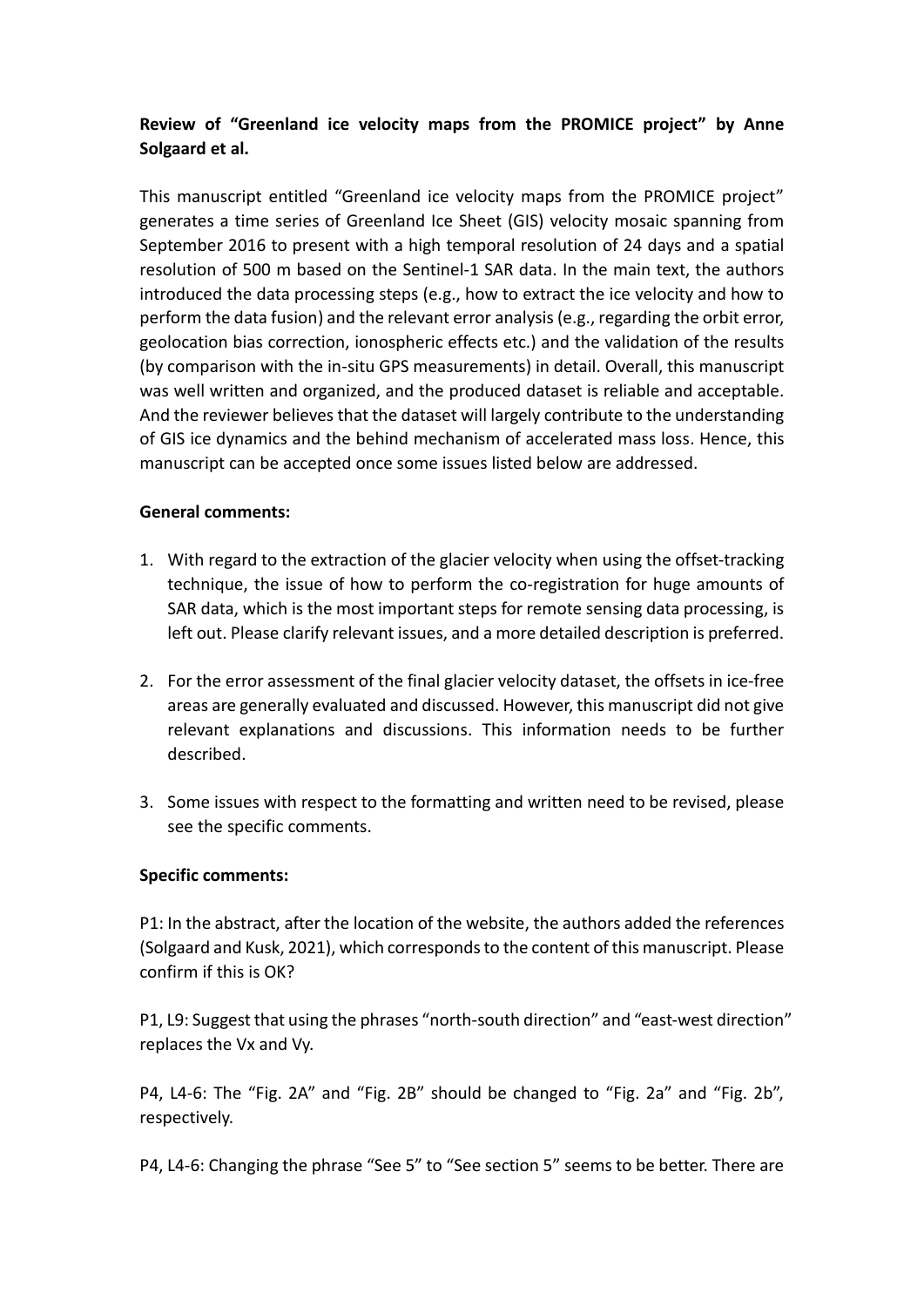**Review of "Greenland ice velocity maps from the PROMICE project" by Anne Solgaard et al.**

This manuscript entitled "Greenland ice velocity maps from the PROMICE project" generates a time series of Greenland Ice Sheet (GIS) velocity mosaic spanning from September 2016 to present with a high temporal resolution of 24 days and a spatial resolution of 500 m based on the Sentinel-1 SAR data. In the main text, the authors introduced the data processing steps (e.g., how to extract the ice velocity and how to perform the data fusion) and the relevant error analysis (e.g., regarding the orbit error, geolocation bias correction, ionospheric effects etc.) and the validation of the results (by comparison with the in-situ GPS measurements) in detail. Overall, this manuscript was well written and organized, and the produced dataset is reliable and acceptable. And the reviewer believes that the dataset will largely contribute to the understanding of GIS ice dynamics and the behind mechanism of accelerated mass loss. Hence, this manuscript can be accepted once some issues listed below are addressed.

**General comments:**

1. With regard to the extraction of the glacier velocity when using the offset-tracking technique, the issue of how to perform the co-registration for huge amounts of SAR data, which is the most important steps for remote sensing data processing, is left out. Please clarify relevant issues, and a more detailed description is preferred.

2. For the error assessment of the final glacier velocity dataset, the offsets in ice-free areas are generally evaluated and discussed. However, this manuscript did not give relevant explanations and discussions. This information needs to be further described.

3. Some issues with respect to the formatting and written need to be revised, please see the specific comments.

**Specific comments:**

P1: In the abstract, after the location of the website, the authors added the references (Solgaard and Kusk, 2021), which corresponds to the content of this manuscript. Please confirm if this is OK?

P1, L9: Suggest that using the phrases "north-south direction" and "east-west direction" replaces the Vx and Vy.

P4, L4-6: The "Fig. 2A" and "Fig. 2B" should be changed to "Fig. 2a" and "Fig. 2b", respectively.

P4, L4-6: Changing the phrase "See 5" to "See section 5" seems to be better. There are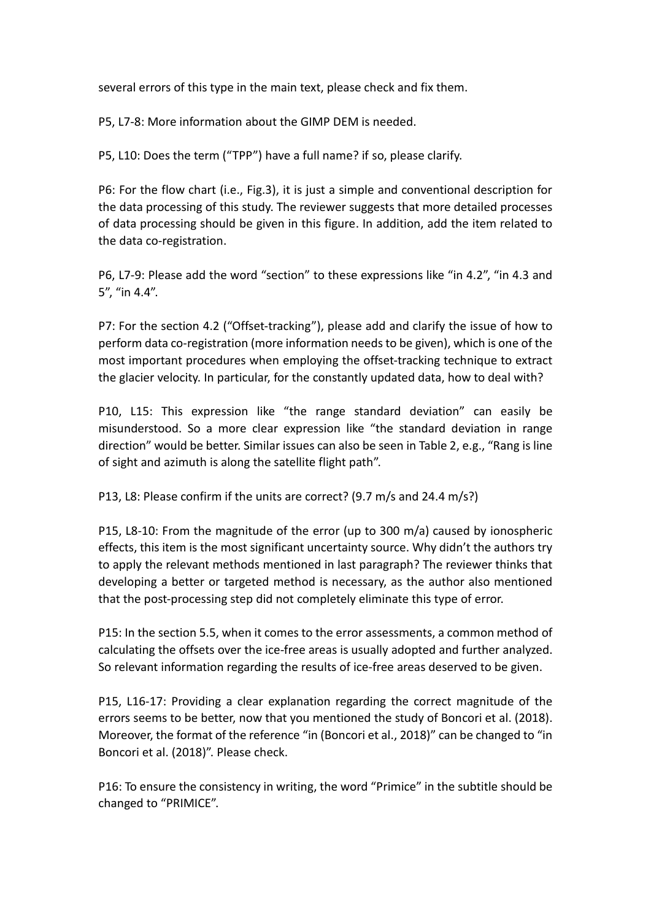several errors of this type in the main text, please check and fix them.

P5, L7-8: More information about the GIMP DEM is needed.

P5, L10: Does the term ("TPP") have a full name? if so, please clarify.

P6: For the flow chart (i.e., Fig.3), it is just a simple and conventional description for the data processing of this study. The reviewer suggests that more detailed processes of data processing should be given in this figure. In addition, add the item related to the data co-registration.

P6, L7-9: Please add the word "section" to these expressions like "in 4.2", "in 4.3 and 5", "in 4.4".

P7: For the section 4.2 ("Offset-tracking"), please add and clarify the issue of how to perform data co-registration (more information needs to be given), which is one of the most important procedures when employing the offset-tracking technique to extract the glacier velocity. In particular, for the constantly updated data, how to deal with?

P10, L15: This expression like "the range standard deviation" can easily be misunderstood. So a more clear expression like "the standard deviation in range direction" would be better. Similar issues can also be seen in Table 2, e.g., "Rang is line of sight and azimuth is along the satellite flight path".

P13, L8: Please confirm if the units are correct? (9.7 m/s and 24.4 m/s?)

P15, L8-10: From the magnitude of the error (up to 300 m/a) caused by ionospheric effects, this item is the most significant uncertainty source. Why didn't the authors try to apply the relevant methods mentioned in last paragraph? The reviewer thinks that developing a better or targeted method is necessary, as the author also mentioned that the post-processing step did not completely eliminate this type of error.

P15: In the section 5.5, when it comes to the error assessments, a common method of calculating the offsets over the ice-free areas is usually adopted and further analyzed. So relevant information regarding the results of ice-free areas deserved to be given.

P15, L16-17: Providing a clear explanation regarding the correct magnitude of the errors seems to be better, now that you mentioned the study of Boncori et al. (2018). Moreover, the format of the reference "in (Boncori et al., 2018)" can be changed to "in Boncori et al. (2018)". Please check.

P16: To ensure the consistency in writing, the word "Primice" in the subtitle should be changed to "PRIMICE".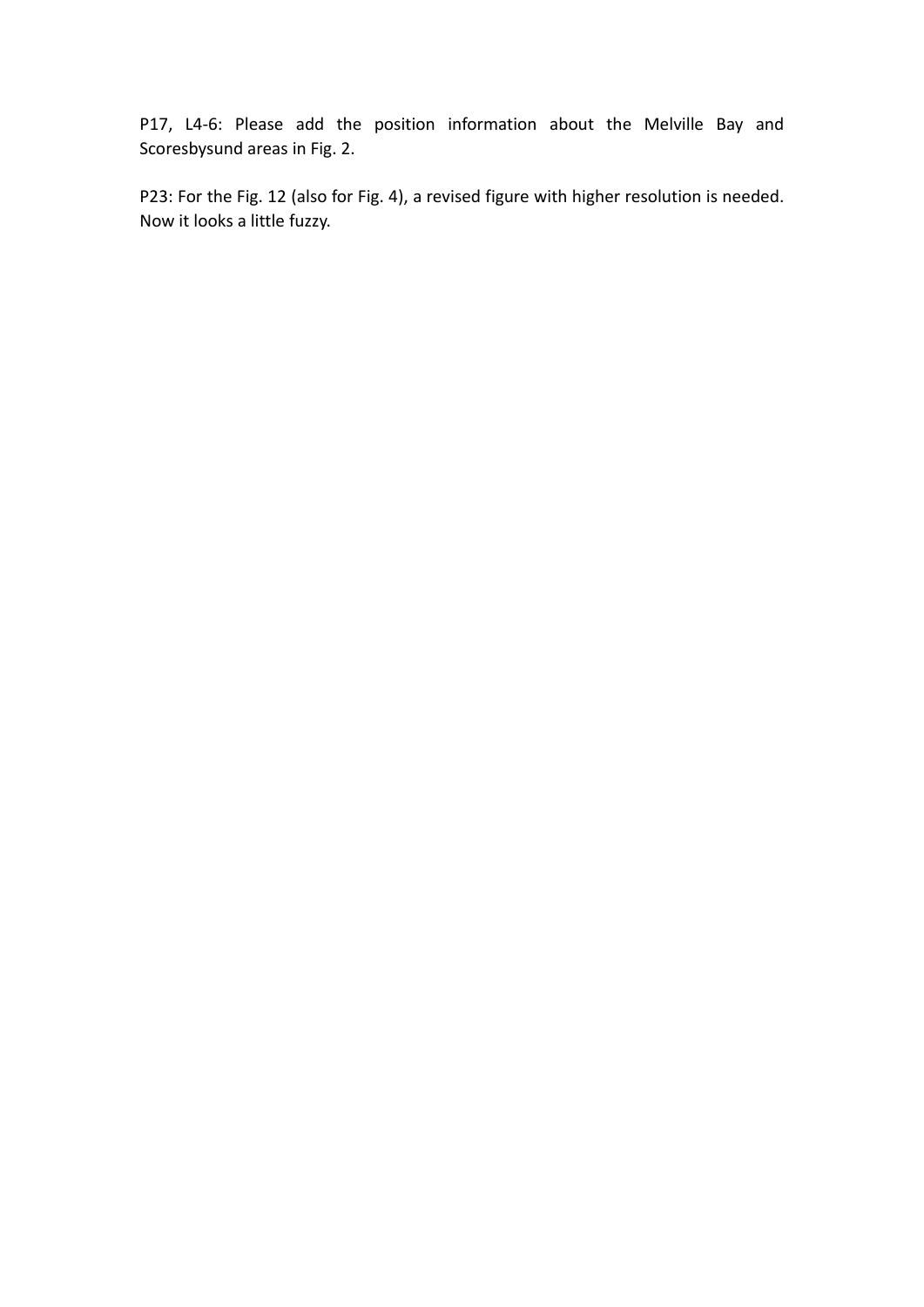P17, L4-6: Please add the position information about the Melville Bay and Scoresbysund areas in Fig. 2.

P23: For the Fig. 12 (also for Fig. 4), a revised figure with higher resolution is needed. Now it looks a little fuzzy.